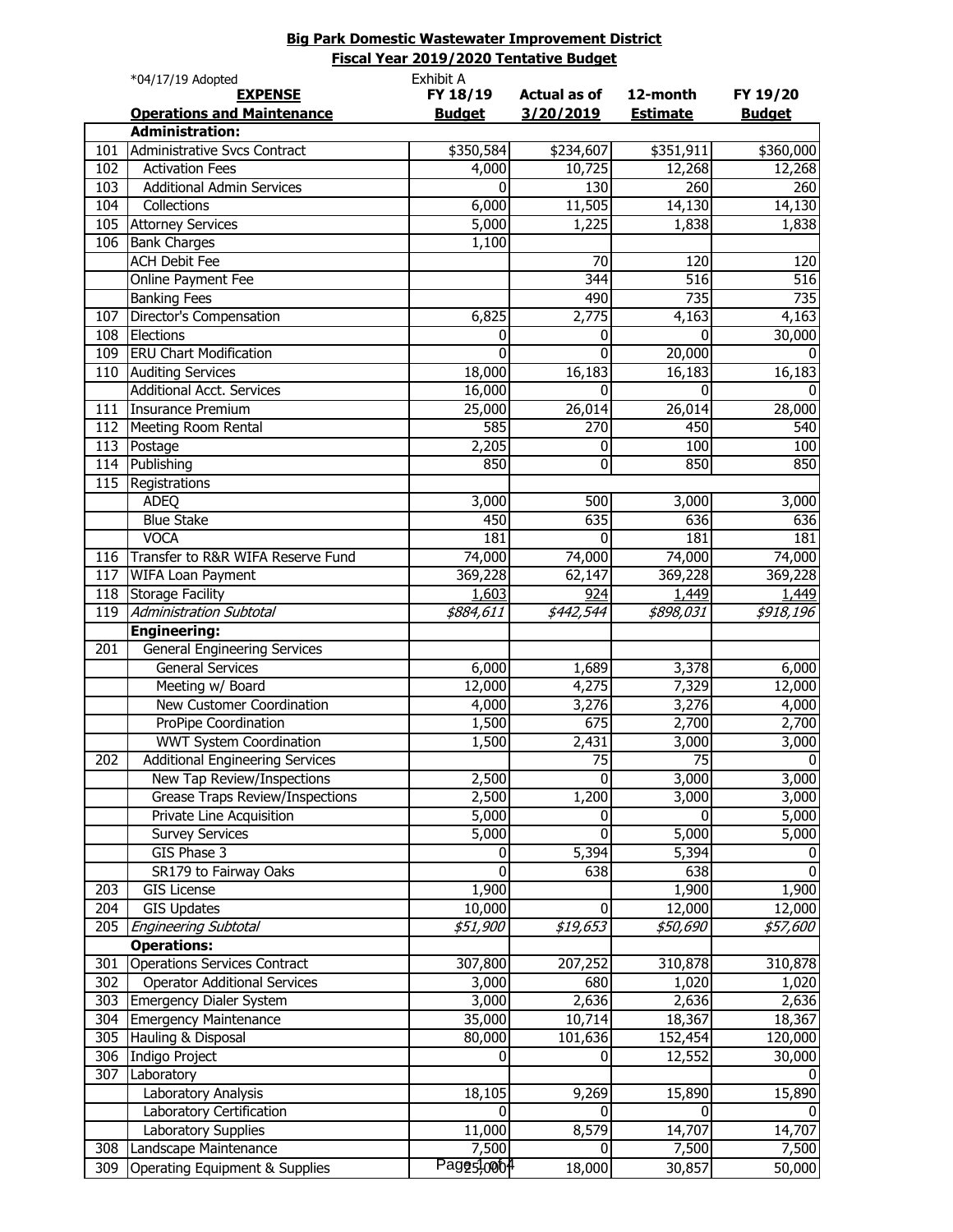**Big Park Domestic Wastewater Improvement District**

**Fiscal Year 2019/2020 Tentative Budget**

*04/17/19 Adopted

Exhibit A

| | EXPENSE<br>Operations and Maintenance | FY 18/19<br>Budget | Actual as of<br>3/20/2019 | 12-month<br>Estimate | FY 19/20<br>Budget |
|---|---|---|---|---|---|
| | **Administration:** | | | | |
| 101 | Administrative Svcs Contract | $350,584 | $234,607 | $351,911 | $360,000 |
| 102 | Activation Fees | 4,000 | 10,725 | 12,268 | 12,268 |
| 103 | Additional Admin Services | 0 | 130 | 260 | 260 |
| 104 | Collections | 6,000 | 11,505 | 14,130 | 14,130 |
| 105 | Attorney Services | 5,000 | 1,225 | 1,838 | 1,838 |
| 106 | Bank Charges | 1,100 | | | |
| | ACH Debit Fee | | 70 | 120 | 120 |
| | Online Payment Fee | | 344 | 516 | 516 |
| | Banking Fees | | 490 | 735 | 735 |
| 107 | Director's Compensation | 6,825 | 2,775 | 4,163 | 4,163 |
| 108 | Elections | 0 | 0 | 0 | 30,000 |
| 109 | ERU Chart Modification | 0 | 0 | 20,000 | 0 |
| 110 | Auditing Services | 18,000 | 16,183 | 16,183 | 16,183 |
| | Additional Acct. Services | 16,000 | 0 | 0 | 0 |
| 111 | Insurance Premium | 25,000 | 26,014 | 26,014 | 28,000 |
| 112 | Meeting Room Rental | 585 | 270 | 450 | 540 |
| 113 | Postage | 2,205 | 0 | 100 | 100 |
| 114 | Publishing | 850 | 0 | 850 | 850 |
| 115 | Registrations | | | | |
| | ADEQ | 3,000 | 500 | 3,000 | 3,000 |
| | Blue Stake | 450 | 635 | 636 | 636 |
| | VOCA | 181 | 0 | 181 | 181 |
| 116 | Transfer to R&R WIFA Reserve Fund | 74,000 | 74,000 | 74,000 | 74,000 |
| 117 | WIFA Loan Payment | 369,228 | 62,147 | 369,228 | 369,228 |
| 118 | Storage Facility | 1,603 | 924 | 1,449 | 1,449 |
| 119 | *Administration Subtotal* | *$884,611* | *$442,544* | *$898,031* | *$918,196* |
| | **Engineering:** | | | | |
| 201 | General Engineering Services | | | | |
| | General Services | 6,000 | 1,689 | 3,378 | 6,000 |
| | Meeting w/ Board | 12,000 | 4,275 | 7,329 | 12,000 |
| | New Customer Coordination | 4,000 | 3,276 | 3,276 | 4,000 |
| | ProPipe Coordination | 1,500 | 675 | 2,700 | 2,700 |
| | WWT System Coordination | 1,500 | 2,431 | 3,000 | 3,000 |
| 202 | Additional Engineering Services | | 75 | 75 | 0 |
| | New Tap Review/Inspections | 2,500 | 0 | 3,000 | 3,000 |
| | Grease Traps Review/Inspections | 2,500 | 1,200 | 3,000 | 3,000 |
| | Private Line Acquisition | 5,000 | 0 | 0 | 5,000 |
| | Survey Services | 5,000 | 0 | 5,000 | 5,000 |
| | GIS Phase 3 | 0 | 5,394 | 5,394 | 0 |
| | SR179 to Fairway Oaks | 0 | 638 | 638 | 0 |
| 203 | GIS License | 1,900 | | 1,900 | 1,900 |
| 204 | GIS Updates | 10,000 | 0 | 12,000 | 12,000 |
| 205 | *Engineering Subtotal* | *$51,900* | *$19,653* | *$50,690* | *$57,600* |
| | **Operations:** | | | | |
| 301 | Operations Services Contract | 307,800 | 207,252 | 310,878 | 310,878 |
| 302 | Operator Additional Services | 3,000 | 680 | 1,020 | 1,020 |
| 303 | Emergency Dialer System | 3,000 | 2,636 | 2,636 | 2,636 |
| 304 | Emergency Maintenance | 35,000 | 10,714 | 18,367 | 18,367 |
| 305 | Hauling & Disposal | 80,000 | 101,636 | 152,454 | 120,000 |
| 306 | Indigo Project | 0 | 0 | 12,552 | 30,000 |
| 307 | Laboratory | | | | 0 |
| | Laboratory Analysis | 18,105 | 9,269 | 15,890 | 15,890 |
| | Laboratory Certification | 0 | 0 | 0 | 0 |
| | Laboratory Supplies | 11,000 | 8,579 | 14,707 | 14,707 |
| 308 | Landscape Maintenance | 7,500 | 0 | 7,500 | 7,500 |
| 309 | Operating Equipment & Supplies | 25,000 | 18,000 | 30,857 | 50,000 |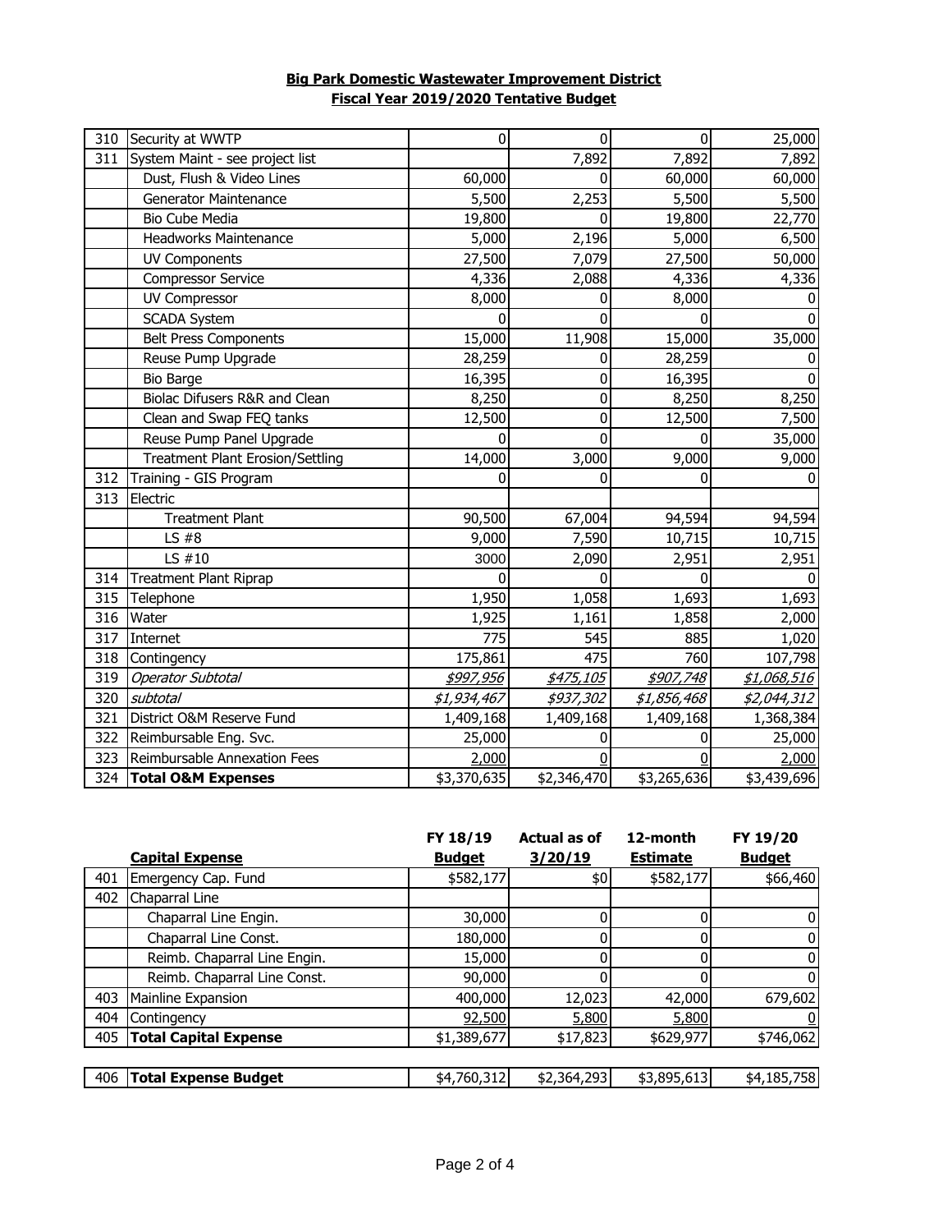**Big Park Domestic Wastewater Improvement District**
**Fiscal Year 2019/2020 Tentative Budget**

| | | | | | |
|---|---|---|---|---|---|
| 310 | Security at WWTP | 0 | 0 | 0 | 25,000 |
| 311 | System Maint - see project list | | 7,892 | 7,892 | 7,892 |
| | Dust, Flush & Video Lines | 60,000 | 0 | 60,000 | 60,000 |
| | Generator Maintenance | 5,500 | 2,253 | 5,500 | 5,500 |
| | Bio Cube Media | 19,800 | 0 | 19,800 | 22,770 |
| | Headworks Maintenance | 5,000 | 2,196 | 5,000 | 6,500 |
| | UV Components | 27,500 | 7,079 | 27,500 | 50,000 |
| | Compressor Service | 4,336 | 2,088 | 4,336 | 4,336 |
| | UV Compressor | 8,000 | 0 | 8,000 | 0 |
| | SCADA System | 0 | 0 | 0 | 0 |
| | Belt Press Components | 15,000 | 11,908 | 15,000 | 35,000 |
| | Reuse Pump Upgrade | 28,259 | 0 | 28,259 | 0 |
| | Bio Barge | 16,395 | 0 | 16,395 | 0 |
| | Biolac Difusers R&R and Clean | 8,250 | 0 | 8,250 | 8,250 |
| | Clean and Swap FEQ tanks | 12,500 | 0 | 12,500 | 7,500 |
| | Reuse Pump Panel Upgrade | 0 | 0 | 0 | 35,000 |
| | Treatment Plant Erosion/Settling | 14,000 | 3,000 | 9,000 | 9,000 |
| 312 | Training - GIS Program | 0 | 0 | 0 | 0 |
| 313 | Electric | | | | |
| | Treatment Plant | 90,500 | 67,004 | 94,594 | 94,594 |
| | LS #8 | 9,000 | 7,590 | 10,715 | 10,715 |
| | LS #10 | 3000 | 2,090 | 2,951 | 2,951 |
| 314 | Treatment Plant Riprap | 0 | 0 | 0 | 0 |
| 315 | Telephone | 1,950 | 1,058 | 1,693 | 1,693 |
| 316 | Water | 1,925 | 1,161 | 1,858 | 2,000 |
| 317 | Internet | 775 | 545 | 885 | 1,020 |
| 318 | Contingency | 175,861 | 475 | 760 | 107,798 |
| 319 | *Operator Subtotal* | *$997,956* | *$475,105* | *$907,748* | *$1,068,516* |
| 320 | *subtotal* | *$1,934,467* | *$937,302* | *$1,856,468* | *$2,044,312* |
| 321 | District O&M Reserve Fund | 1,409,168 | 1,409,168 | 1,409,168 | 1,368,384 |
| 322 | Reimbursable Eng. Svc. | 25,000 | 0 | 0 | 25,000 |
| 323 | Reimbursable Annexation Fees | 2,000 | 0 | 0 | 2,000 |
| 324 | **Total O&M Expenses** | $3,370,635 | $2,346,470 | $3,265,636 | $3,439,696 |

| | **Capital Expense** | **FY 18/19 Budget** | **Actual as of 3/20/19** | **12-month Estimate** | **FY 19/20 Budget** |
|---|---|---|---|---|---|
| 401 | Emergency Cap. Fund | $582,177 | $0 | $582,177 | $66,460 |
| 402 | Chaparral Line | | | | |
| | Chaparral Line Engin. | 30,000 | 0 | 0 | 0 |
| | Chaparral Line Const. | 180,000 | 0 | 0 | 0 |
| | Reimb. Chaparral Line Engin. | 15,000 | 0 | 0 | 0 |
| | Reimb. Chaparral Line Const. | 90,000 | 0 | 0 | 0 |
| 403 | Mainline Expansion | 400,000 | 12,023 | 42,000 | 679,602 |
| 404 | Contingency | 92,500 | 5,800 | 5,800 | 0 |
| 405 | **Total Capital Expense** | $1,389,677 | $17,823 | $629,977 | $746,062 |
| 406 | **Total Expense Budget** | $4,760,312 | $2,364,293 | $3,895,613 | $4,185,758 |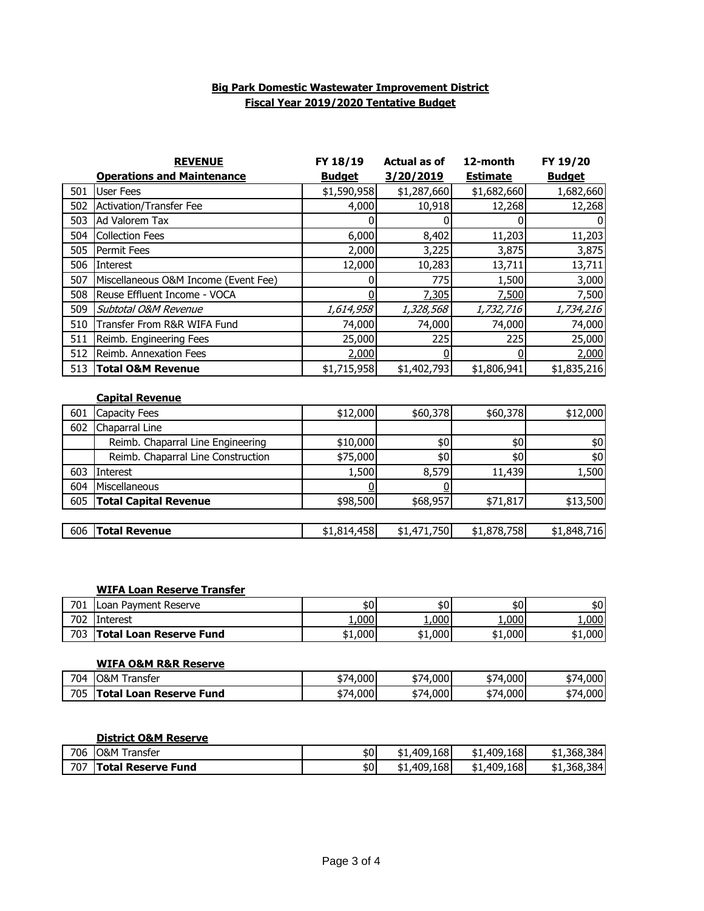**Big Park Domestic Wastewater Improvement District**
**Fiscal Year 2019/2020 Tentative Budget**

| | **REVENUE** | **FY 18/19** | **Actual as of** | **12-month** | **FY 19/20** |
|---|---|---|---|---|---|
| | **Operations and Maintenance** | **Budget** | **3/20/2019** | **Estimate** | **Budget** |
| 501 | User Fees | $1,590,958 | $1,287,660 | $1,682,660 | 1,682,660 |
| 502 | Activation/Transfer Fee | 4,000 | 10,918 | 12,268 | 12,268 |
| 503 | Ad Valorem Tax | 0 | 0 | 0 | 0 |
| 504 | Collection Fees | 6,000 | 8,402 | 11,203 | 11,203 |
| 505 | Permit Fees | 2,000 | 3,225 | 3,875 | 3,875 |
| 506 | Interest | 12,000 | 10,283 | 13,711 | 13,711 |
| 507 | Miscellaneous O&M Income (Event Fee) | 0 | 775 | 1,500 | 3,000 |
| 508 | Reuse Effluent Income - VOCA | 0 | 7,305 | 7,500 | 7,500 |
| 509 | *Subtotal O&M Revenue* | *1,614,958* | *1,328,568* | *1,732,716* | *1,734,216* |
| 510 | Transfer From R&R WIFA Fund | 74,000 | 74,000 | 74,000 | 74,000 |
| 511 | Reimb. Engineering Fees | 25,000 | 225 | 225 | 25,000 |
| 512 | Reimb. Annexation Fees | 2,000 | 0 | 0 | 2,000 |
| 513 | **Total O&M Revenue** | $1,715,958 | $1,402,793 | $1,806,941 | $1,835,216 |

| | **Capital Revenue** | | | | |
|---|---|---|---|---|---|
| 601 | Capacity Fees | $12,000 | $60,378 | $60,378 | $12,000 |
| 602 | Chaparral Line | | | | |
| | Reimb. Chaparral Line Engineering | $10,000 | $0 | $0 | $0 |
| | Reimb. Chaparral Line Construction | $75,000 | $0 | $0 | $0 |
| 603 | Interest | 1,500 | 8,579 | 11,439 | 1,500 |
| 604 | Miscellaneous | 0 | 0 | | |
| 605 | **Total Capital Revenue** | $98,500 | $68,957 | $71,817 | $13,500 |
| 606 | **Total Revenue** | $1,814,458 | $1,471,750 | $1,878,758 | $1,848,716 |

| | **WIFA Loan Reserve Transfer** | | | | |
|---|---|---|---|---|---|
| 701 | Loan Payment Reserve | $0 | $0 | $0 | $0 |
| 702 | Interest | 1,000 | 1,000 | 1,000 | 1,000 |
| 703 | **Total Loan Reserve Fund** | $1,000 | $1,000 | $1,000 | $1,000 |

| | **WIFA O&M R&R Reserve** | | | | |
|---|---|---|---|---|---|
| 704 | O&M Transfer | $74,000 | $74,000 | $74,000 | $74,000 |
| 705 | **Total Loan Reserve Fund** | $74,000 | $74,000 | $74,000 | $74,000 |

| | **District O&M Reserve** | | | | |
|---|---|---|---|---|---|
| 706 | O&M Transfer | $0 | $1,409,168 | $1,409,168 | $1,368,384 |
| 707 | **Total Reserve Fund** | $0 | $1,409,168 | $1,409,168 | $1,368,384 |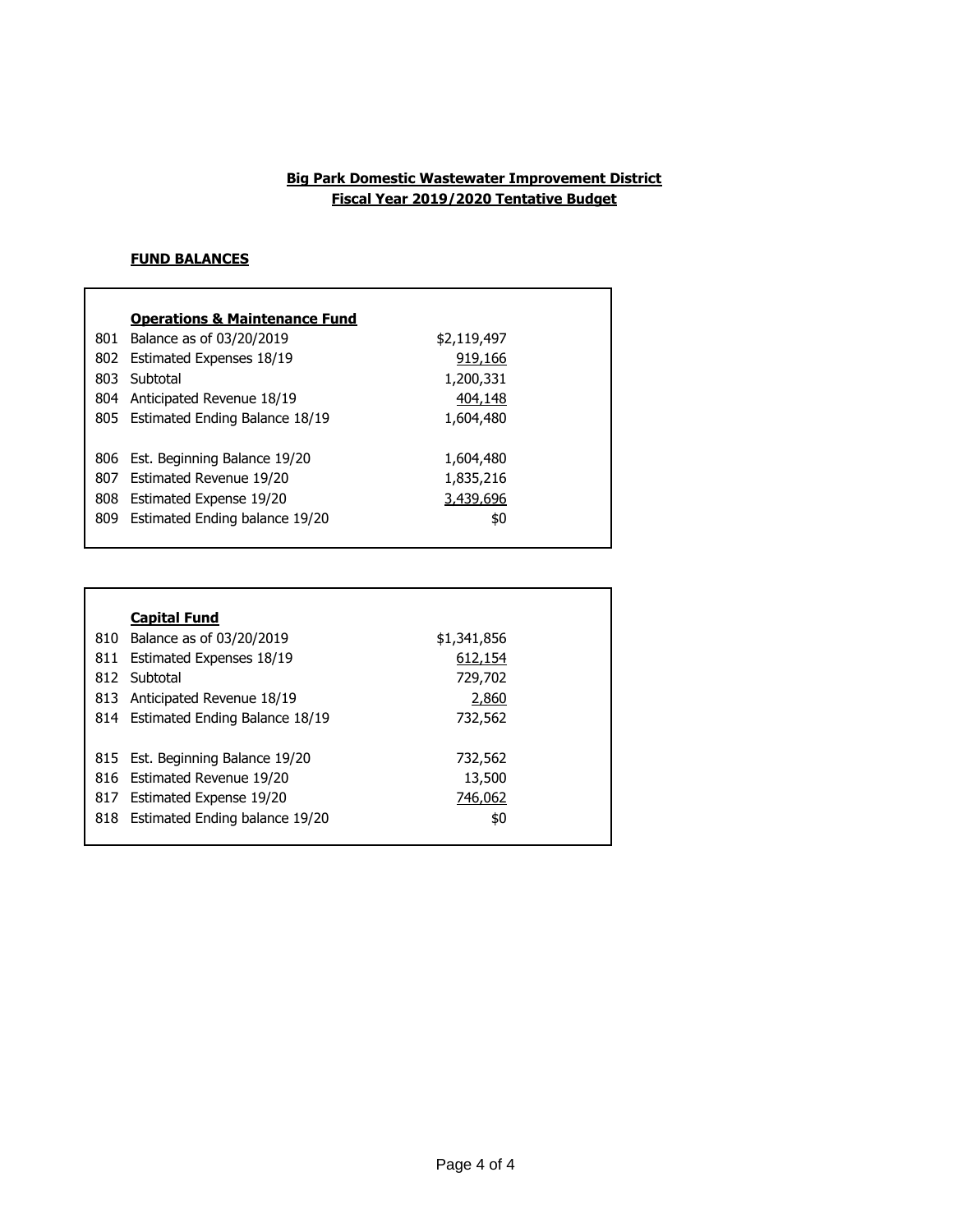**Big Park Domestic Wastewater Improvement District**
**Fiscal Year 2019/2020 Tentative Budget**

**FUND BALANCES**

| | **Operations & Maintenance Fund** | |
|---|---|---|
| 801 | Balance as of 03/20/2019 | $2,119,497 |
| 802 | Estimated Expenses 18/19 | 919,166 |
| 803 | Subtotal | 1,200,331 |
| 804 | Anticipated Revenue 18/19 | 404,148 |
| 805 | Estimated Ending Balance 18/19 | 1,604,480 |
| | | |
| 806 | Est. Beginning Balance 19/20 | 1,604,480 |
| 807 | Estimated Revenue 19/20 | 1,835,216 |
| 808 | Estimated Expense 19/20 | 3,439,696 |
| 809 | Estimated Ending balance 19/20 | $0 |

| | **Capital Fund** | |
|---|---|---|
| 810 | Balance as of 03/20/2019 | $1,341,856 |
| 811 | Estimated Expenses 18/19 | 612,154 |
| 812 | Subtotal | 729,702 |
| 813 | Anticipated Revenue 18/19 | 2,860 |
| 814 | Estimated Ending Balance 18/19 | 732,562 |
| | | |
| 815 | Est. Beginning Balance 19/20 | 732,562 |
| 816 | Estimated Revenue 19/20 | 13,500 |
| 817 | Estimated Expense 19/20 | 746,062 |
| 818 | Estimated Ending balance 19/20 | $0 |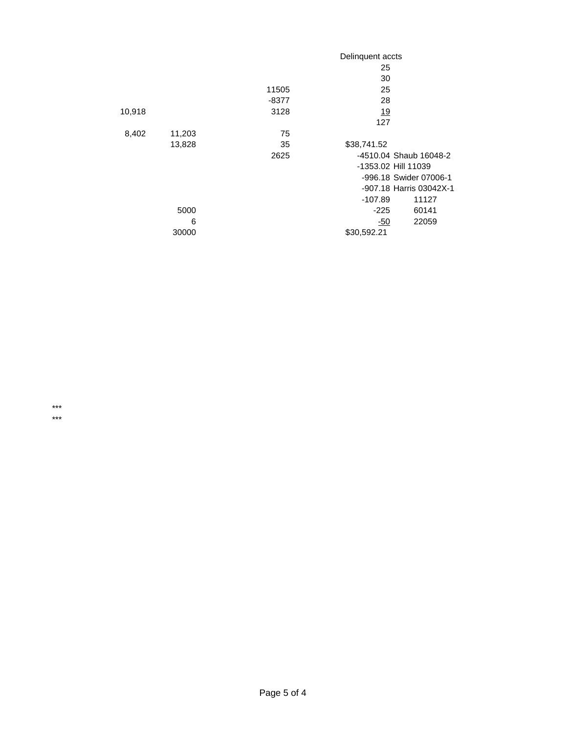| | | | Delinquent accts | |
|---|---|---|---|---|
| | | | 25 | |
| | | | 30 | |
| | | 11505 | 25 | |
| | | -8377 | 28 | |
| 10,918 | | 3128 | 19 | |
| | | | 127 | |
| 8,402 | 11,203 | 75 | | |
| | 13,828 | 35 | $38,741.52 | |
| | | 2625 | -4510.04 | Shaub 16048-2 |
| | | | -1353.02 | Hill 11039 |
| | | | -996.18 | Swider 07006-1 |
| | | | -907.18 | Harris 03042X-1 |
| | | | -107.89 | 11127 |
| | 5000 | | -225 | 60141 |
| | 6 | | -50 | 22059 |
| | 30000 | | $30,592.21 | |

***
***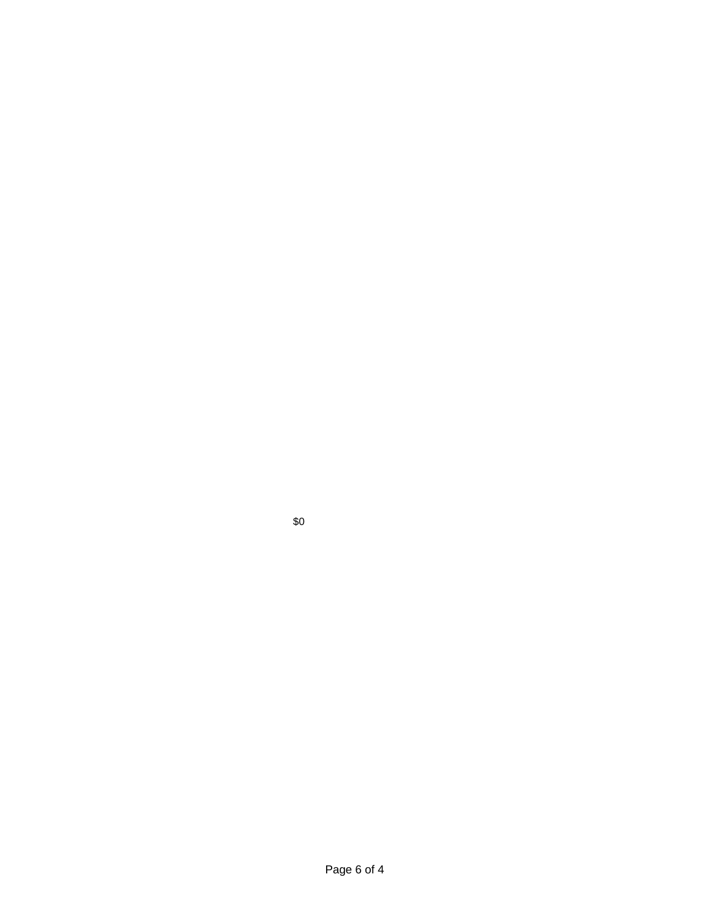$0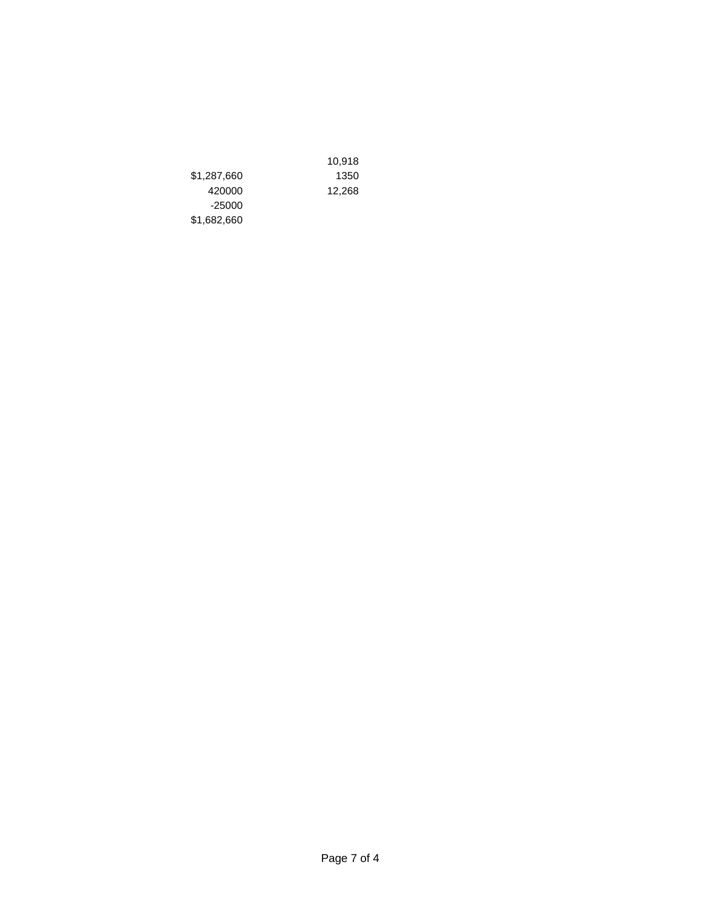| | |
|---|---|
| | 10,918 |
| $1,287,660 | 1350 |
| 420000 | 12,268 |
| -25000 | |
| $1,682,660 | |